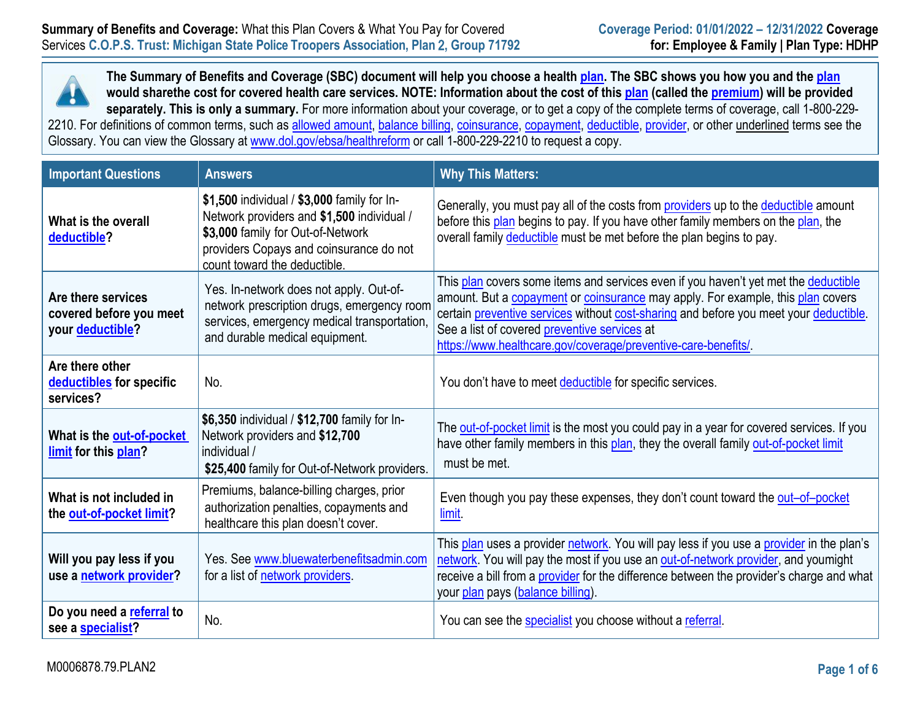**Summary of Benefits and Coverage:** What this Plan Covers & What You Pay for Covered Services **C.O.P.S. Trust: Michigan State Police Troopers Association, Plan 2, Group 71792**

**Coverage Period: 01/01/2022 – 12/31/2022 Coverage for: Employee & Family | Plan Type: HDHP**

**The Summary of Benefits and Coverage (SBC) document will help you choose a health plan. The SBC shows you how you and the plan would sharethe cost for covered health care services. NOTE: Information about the cost of this plan (called the premium) will be provided separately. This is only a summary.** For more information about your coverage, or to get a copy of the complete terms of coverage, call 1-800-229-2210. For definitions of common terms, such as allowed amount, balance billing, coinsurance, copayment, deductible, provider, or other underlined terms see the Glossary. You can view the Glossary at www.dol.gov/ebsa/healthreform or call 1-800-229-2210 to request a copy.

| Important Questions | Answers | Why This Matters: |
|---|---|---|
| **What is the overall deductible?** | **$1,500** individual / **$3,000** family for In-Network providers and **$1,500** individual / **$3,000** family for Out-of-Network providers Copays and coinsurance do not count toward the deductible. | Generally, you must pay all of the costs from providers up to the deductible amount before this plan begins to pay. If you have other family members on the plan, the overall family deductible must be met before the plan begins to pay. |
| **Are there services covered before you meet your deductible?** | Yes. In-network does not apply. Out-of-network prescription drugs, emergency room services, emergency medical transportation, and durable medical equipment. | This plan covers some items and services even if you haven't yet met the deductible amount. But a copayment or coinsurance may apply. For example, this plan covers certain preventive services without cost-sharing and before you meet your deductible. See a list of covered preventive services at https://www.healthcare.gov/coverage/preventive-care-benefits/. |
| **Are there other deductibles for specific services?** | No. | You don't have to meet deductible for specific services. |
| **What is the out-of-pocket limit for this plan?** | **$6,350** individual / **$12,700** family for In-Network providers and **$12,700** individual / **$25,400** family for Out-of-Network providers. | The out-of-pocket limit is the most you could pay in a year for covered services. If you have other family members in this plan, they the overall family out-of-pocket limit must be met. |
| **What is not included in the out-of-pocket limit?** | Premiums, balance-billing charges, prior authorization penalties, copayments and healthcare this plan doesn't cover. | Even though you pay these expenses, they don't count toward the out–of–pocket limit. |
| **Will you pay less if you use a network provider?** | Yes. See www.bluewaterbenefitsadmin.com for a list of network providers. | This plan uses a provider network. You will pay less if you use a provider in the plan's network. You will pay the most if you use an out-of-network provider, and youmight receive a bill from a provider for the difference between the provider's charge and what your plan pays (balance billing). |
| **Do you need a referral to see a specialist?** | No. | You can see the specialist you choose without a referral. |

M0006878.79.PLAN2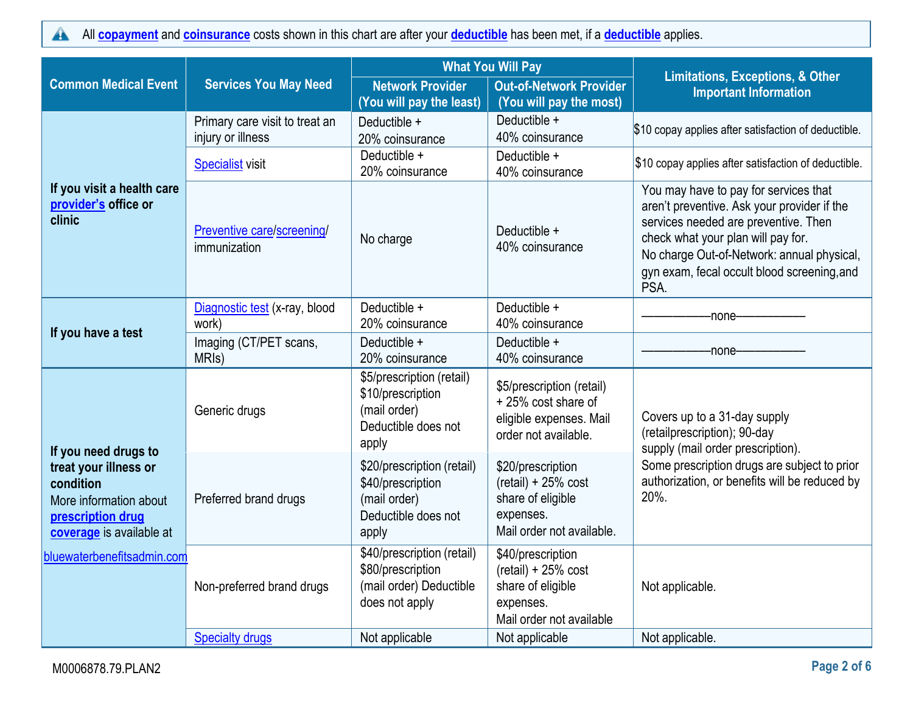All **copayment** and **coinsurance** costs shown in this chart are after your **deductible** has been met, if a **deductible** applies.

| Common Medical Event | Services You May Need | What You Will Pay | | Limitations, Exceptions, & Other Important Information |
|---|---|---|---|---|
| | | Network Provider (You will pay the least) | Out-of-Network Provider (You will pay the most) | |
| **If you visit a health care provider's office or clinic** | Primary care visit to treat an injury or illness | Deductible + 20% coinsurance | Deductible + 40% coinsurance | $10 copay applies after satisfaction of deductible. |
| | Specialist visit | Deductible + 20% coinsurance | Deductible + 40% coinsurance | $10 copay applies after satisfaction of deductible. |
| | Preventive care/screening/ immunization | No charge | Deductible + 40% coinsurance | You may have to pay for services that aren't preventive. Ask your provider if the services needed are preventive. Then check what your plan will pay for. No charge Out-of-Network: annual physical, gyn exam, fecal occult blood screening,and PSA. |
| **If you have a test** | Diagnostic test (x-ray, blood work) | Deductible + 20% coinsurance | Deductible + 40% coinsurance | ——————none—————— |
| | Imaging (CT/PET scans, MRIs) | Deductible + 20% coinsurance | Deductible + 40% coinsurance | ——————none—————— |
| **If you need drugs to treat your illness or condition** More information about **prescription drug coverage** is available at bluewaterbenefitsadmin.com | Generic drugs | $5/prescription (retail) $10/prescription (mail order) Deductible does not apply | $5/prescription (retail) + 25% cost share of eligible expenses. Mail order not available. | Covers up to a 31-day supply (retailprescription); 90-day supply (mail order prescription). Some prescription drugs are subject to prior authorization, or benefits will be reduced by 20%. |
| | Preferred brand drugs | $20/prescription (retail) $40/prescription (mail order) Deductible does not apply | $20/prescription (retail) + 25% cost share of eligible expenses. Mail order not available. | |
| | Non-preferred brand drugs | $40/prescription (retail) $80/prescription (mail order) Deductible does not apply | $40/prescription (retail) + 25% cost share of eligible expenses. Mail order not available | Not applicable. |
| | Specialty drugs | Not applicable | Not applicable | Not applicable. |

M0006878.79.PLAN2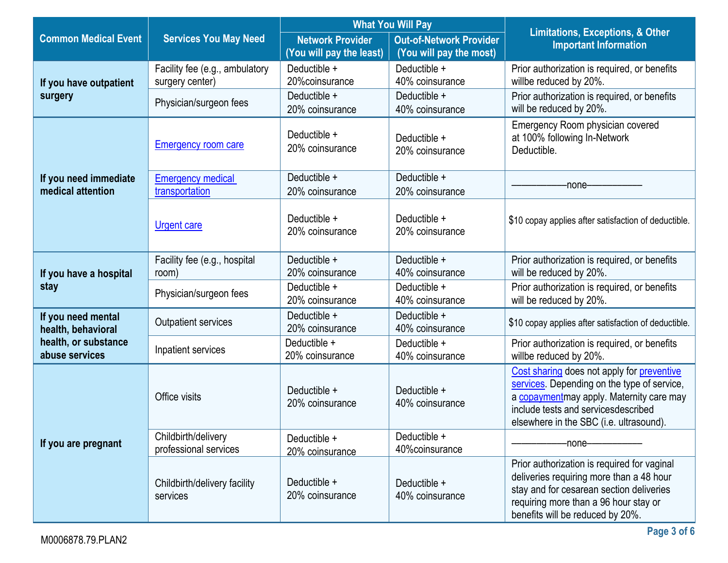| Common Medical Event | Services You May Need | What You Will Pay | | Limitations, Exceptions, & Other Important Information |
|---|---|---|---|---|
| | | Network Provider (You will pay the least) | Out-of-Network Provider (You will pay the most) | |
| If you have outpatient surgery | Facility fee (e.g., ambulatory surgery center) | Deductible + 20%coinsurance | Deductible + 40% coinsurance | Prior authorization is required, or benefits willbe reduced by 20%. |
| | Physician/surgeon fees | Deductible + 20% coinsurance | Deductible + 40% coinsurance | Prior authorization is required, or benefits will be reduced by 20%. |
| If you need immediate medical attention | Emergency room care | Deductible + 20% coinsurance | Deductible + 20% coinsurance | Emergency Room physician covered at 100% following In-Network Deductible. |
| | Emergency medical transportation | Deductible + 20% coinsurance | Deductible + 20% coinsurance | ——————none—————— |
| | Urgent care | Deductible + 20% coinsurance | Deductible + 20% coinsurance | $10 copay applies after satisfaction of deductible. |
| If you have a hospital stay | Facility fee (e.g., hospital room) | Deductible + 20% coinsurance | Deductible + 40% coinsurance | Prior authorization is required, or benefits will be reduced by 20%. |
| | Physician/surgeon fees | Deductible + 20% coinsurance | Deductible + 40% coinsurance | Prior authorization is required, or benefits will be reduced by 20%. |
| If you need mental health, behavioral health, or substance abuse services | Outpatient services | Deductible + 20% coinsurance | Deductible + 40% coinsurance | $10 copay applies after satisfaction of deductible. |
| | Inpatient services | Deductible + 20% coinsurance | Deductible + 40% coinsurance | Prior authorization is required, or benefits willbe reduced by 20%. |
| If you are pregnant | Office visits | Deductible + 20% coinsurance | Deductible + 40% coinsurance | Cost sharing does not apply for preventive services. Depending on the type of service, a copaymentmay apply. Maternity care may include tests and servicesdescribed elsewhere in the SBC (i.e. ultrasound). |
| | Childbirth/delivery professional services | Deductible + 20% coinsurance | Deductible + 40%coinsurance | ——————none—————— |
| | Childbirth/delivery facility services | Deductible + 20% coinsurance | Deductible + 40% coinsurance | Prior authorization is required for vaginal deliveries requiring more than a 48 hour stay and for cesarean section deliveries requiring more than a 96 hour stay or benefits will be reduced by 20%. |

M0006878.79.PLAN2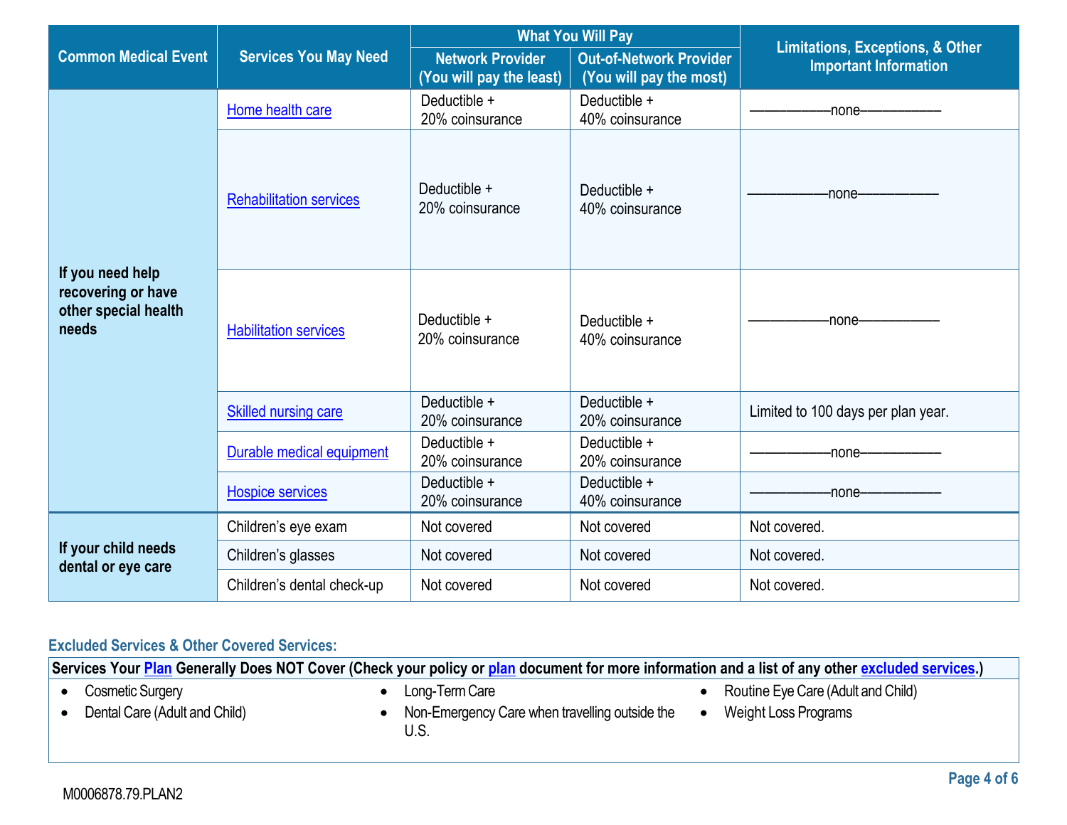| Common Medical Event | Services You May Need | What You Will Pay | | Limitations, Exceptions, & Other Important Information |
|---|---|---|---|---|
| | | Network Provider (You will pay the least) | Out-of-Network Provider (You will pay the most) | |
| If you need help recovering or have other special health needs | Home health care | Deductible + 20% coinsurance | Deductible + 40% coinsurance | ———————none——————— |
| | Rehabilitation services | Deductible + 20% coinsurance | Deductible + 40% coinsurance | ———————none——————— |
| | Habilitation services | Deductible + 20% coinsurance | Deductible + 40% coinsurance | ———————none——————— |
| | Skilled nursing care | Deductible + 20% coinsurance | Deductible + 20% coinsurance | Limited to 100 days per plan year. |
| | Durable medical equipment | Deductible + 20% coinsurance | Deductible + 20% coinsurance | ———————none——————— |
| | Hospice services | Deductible + 20% coinsurance | Deductible + 40% coinsurance | ———————none——————— |
| If your child needs dental or eye care | Children's eye exam | Not covered | Not covered | Not covered. |
| | Children's glasses | Not covered | Not covered | Not covered. |
| | Children's dental check-up | Not covered | Not covered | Not covered. |

## Excluded Services & Other Covered Services:

**Services Your Plan Generally Does NOT Cover (Check your policy or plan document for more information and a list of any other excluded services.)**

- Cosmetic Surgery
- Dental Care (Adult and Child)
- Long-Term Care
- Non-Emergency Care when travelling outside the U.S.
- Routine Eye Care (Adult and Child)
- Weight Loss Programs

M0006878.79.PLAN2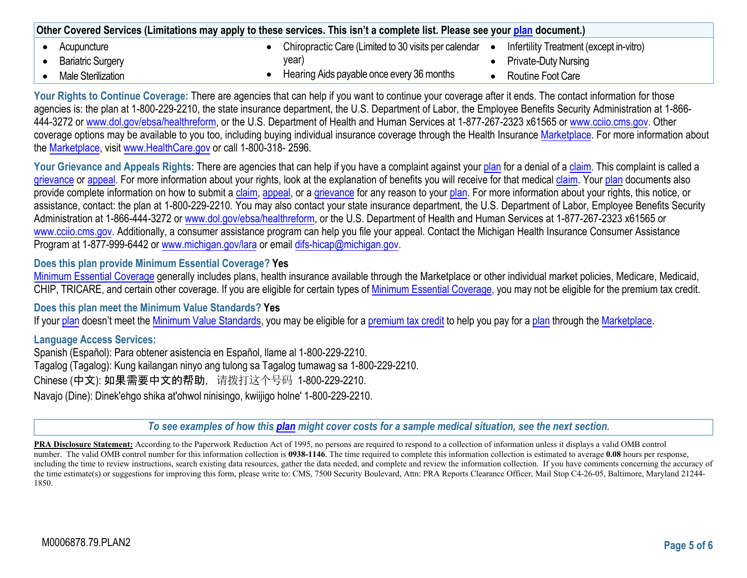| Other Covered Services (Limitations may apply to these services. This isn't a complete list. Please see your plan document.) | | |
|---|---|---|
| • Acupuncture<br>• Bariatric Surgery<br>• Male Sterilization | • Chiropractic Care (Limited to 30 visits per calendar year)<br>• Hearing Aids payable once every 36 months | • Infertility Treatment (except in-vitro)<br>• Private-Duty Nursing<br>• Routine Foot Care |

**Your Rights to Continue Coverage:** There are agencies that can help if you want to continue your coverage after it ends. The contact information for those agencies is: the plan at 1-800-229-2210, the state insurance department, the U.S. Department of Labor, the Employee Benefits Security Administration at 1-866-444-3272 or www.dol.gov/ebsa/healthreform, or the U.S. Department of Health and Human Services at 1-877-267-2323 x61565 or www.cciio.cms.gov. Other coverage options may be available to you too, including buying individual insurance coverage through the Health Insurance Marketplace. For more information about the Marketplace, visit www.HealthCare.gov or call 1-800-318- 2596.

**Your Grievance and Appeals Rights:** There are agencies that can help if you have a complaint against your plan for a denial of a claim. This complaint is called a grievance or appeal. For more information about your rights, look at the explanation of benefits you will receive for that medical claim. Your plan documents also provide complete information on how to submit a claim, appeal, or a grievance for any reason to your plan. For more information about your rights, this notice, or assistance, contact: the plan at 1-800-229-2210. You may also contact your state insurance department, the U.S. Department of Labor, Employee Benefits Security Administration at 1-866-444-3272 or www.dol.gov/ebsa/healthreform, or the U.S. Department of Health and Human Services at 1-877-267-2323 x61565 or www.cciio.cms.gov. Additionally, a consumer assistance program can help you file your appeal. Contact the Michigan Health Insurance Consumer Assistance Program at 1-877-999-6442 or www.michigan.gov/lara or email difs-hicap@michigan.gov.

**Does this plan provide Minimum Essential Coverage? Yes**

Minimum Essential Coverage generally includes plans, health insurance available through the Marketplace or other individual market policies, Medicare, Medicaid, CHIP, TRICARE, and certain other coverage. If you are eligible for certain types of Minimum Essential Coverage, you may not be eligible for the premium tax credit.

**Does this plan meet the Minimum Value Standards? Yes**

If your plan doesn't meet the Minimum Value Standards, you may be eligible for a premium tax credit to help you pay for a plan through the Marketplace.

**Language Access Services:**

Spanish (Español): Para obtener asistencia en Español, llame al 1-800-229-2210.
Tagalog (Tagalog): Kung kailangan ninyo ang tulong sa Tagalog tumawag sa 1-800-229-2210.
Chinese (中文): 如果需要中文的帮助，请拨打这个号码 1-800-229-2210.
Navajo (Dine): Dinek'ehgo shika at'ohwol ninisingo, kwiijigo holne' 1-800-229-2210.

*To see examples of how this plan might cover costs for a sample medical situation, see the next section.*

**PRA Disclosure Statement:** According to the Paperwork Reduction Act of 1995, no persons are required to respond to a collection of information unless it displays a valid OMB control number. The valid OMB control number for this information collection is **0938-1146**. The time required to complete this information collection is estimated to average **0.08** hours per response, including the time to review instructions, search existing data resources, gather the data needed, and complete and review the information collection. If you have comments concerning the accuracy of the time estimate(s) or suggestions for improving this form, please write to: CMS, 7500 Security Boulevard, Attn: PRA Reports Clearance Officer, Mail Stop C4-26-05, Baltimore, Maryland 21244-1850.

M0006878.79.PLAN2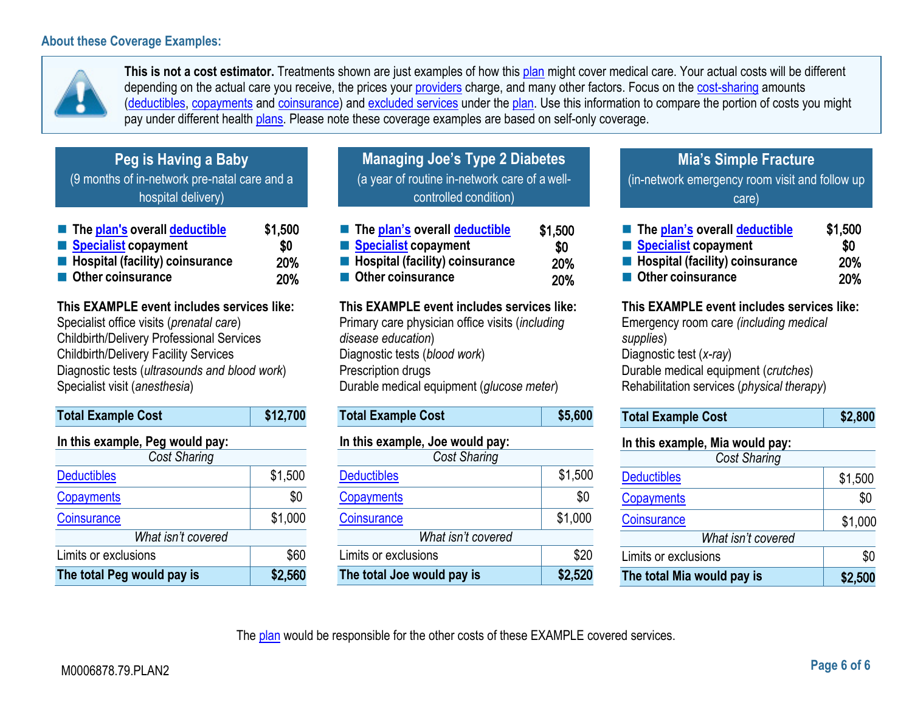### About these Coverage Examples:

**This is not a cost estimator.** Treatments shown are just examples of how this plan might cover medical care. Your actual costs will be different depending on the actual care you receive, the prices your providers charge, and many other factors. Focus on the cost-sharing amounts (deductibles, copayments and coinsurance) and excluded services under the plan. Use this information to compare the portion of costs you might pay under different health plans. Please note these coverage examples are based on self-only coverage.

## Peg is Having a Baby
(9 months of in-network pre-natal care and a hospital delivery)

| | |
|---|---|
| **The plan's overall deductible** | **$1,500** |
| **Specialist copayment** | **$0** |
| **Hospital (facility) coinsurance** | **20%** |
| **Other coinsurance** | **20%** |

**This EXAMPLE event includes services like:**
Specialist office visits (*prenatal care*)
Childbirth/Delivery Professional Services
Childbirth/Delivery Facility Services
Diagnostic tests (*ultrasounds and blood work*)
Specialist visit (*anesthesia*)

| **Total Example Cost** | **$12,700** |
|---|---|
| **In this example, Peg would pay:** | |
| *Cost Sharing* | |
| Deductibles | $1,500 |
| Copayments | $0 |
| Coinsurance | $1,000 |
| *What isn't covered* | |
| Limits or exclusions | $60 |
| **The total Peg would pay is** | **$2,560** |

## Managing Joe's Type 2 Diabetes
(a year of routine in-network care of a well-controlled condition)

| | |
|---|---|
| **The plan's overall deductible** | **$1,500** |
| **Specialist copayment** | **$0** |
| **Hospital (facility) coinsurance** | **20%** |
| **Other coinsurance** | **20%** |

**This EXAMPLE event includes services like:**
Primary care physician office visits (*including disease education*)
Diagnostic tests (*blood work*)
Prescription drugs
Durable medical equipment (*glucose meter*)

| **Total Example Cost** | **$5,600** |
|---|---|
| **In this example, Joe would pay:** | |
| *Cost Sharing* | |
| Deductibles | $1,500 |
| Copayments | $0 |
| Coinsurance | $1,000 |
| *What isn't covered* | |
| Limits or exclusions | $20 |
| **The total Joe would pay is** | **$2,520** |

## Mia's Simple Fracture
(in-network emergency room visit and follow up care)

| | |
|---|---|
| **The plan's overall deductible** | **$1,500** |
| **Specialist copayment** | **$0** |
| **Hospital (facility) coinsurance** | **20%** |
| **Other coinsurance** | **20%** |

**This EXAMPLE event includes services like:**
Emergency room care *(including medical supplies)*
Diagnostic test (*x-ray)*
Durable medical equipment (*crutches*)
Rehabilitation services (*physical therapy*)

| **Total Example Cost** | **$2,800** |
|---|---|
| **In this example, Mia would pay:** | |
| *Cost Sharing* | |
| Deductibles | $1,500 |
| Copayments | $0 |
| Coinsurance | $1,000 |
| *What isn't covered* | |
| Limits or exclusions | $0 |
| **The total Mia would pay is** | **$2,500** |

The plan would be responsible for the other costs of these EXAMPLE covered services.

M0006878.79.PLAN2